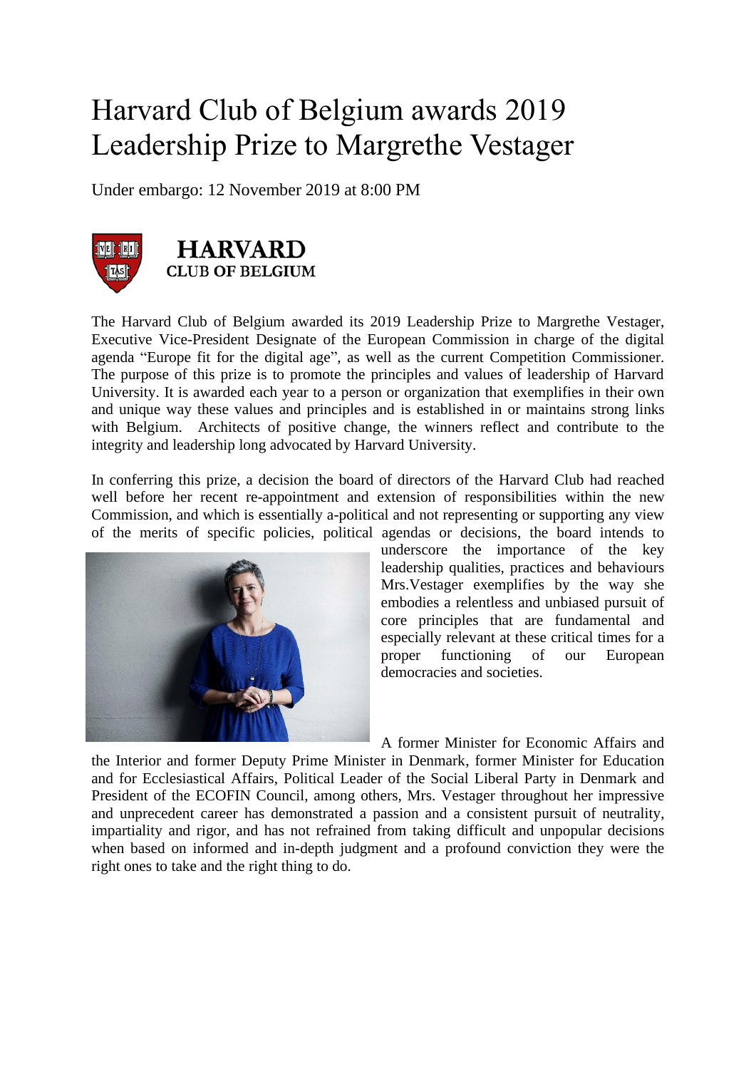# Harvard Club of Belgium awards 2019 Leadership Prize to Margrethe Vestager

Under embargo: 12 November 2019 at 8:00 PM

**HARVARD**
**CLUB OF BELGIUM**

The Harvard Club of Belgium awarded its 2019 Leadership Prize to Margrethe Vestager, Executive Vice-President Designate of the European Commission in charge of the digital agenda "Europe fit for the digital age", as well as the current Competition Commissioner. The purpose of this prize is to promote the principles and values of leadership of Harvard University. It is awarded each year to a person or organization that exemplifies in their own and unique way these values and principles and is established in or maintains strong links with Belgium. Architects of positive change, the winners reflect and contribute to the integrity and leadership long advocated by Harvard University.

In conferring this prize, a decision the board of directors of the Harvard Club had reached well before her recent re-appointment and extension of responsibilities within the new Commission, and which is essentially a-political and not representing or supporting any view of the merits of specific policies, political agendas or decisions, the board intends to underscore the importance of the key leadership qualities, practices and behaviours Mrs.Vestager exemplifies by the way she embodies a relentless and unbiased pursuit of core principles that are fundamental and especially relevant at these critical times for a proper functioning of our European democracies and societies.

A former Minister for Economic Affairs and the Interior and former Deputy Prime Minister in Denmark, former Minister for Education and for Ecclesiastical Affairs, Political Leader of the Social Liberal Party in Denmark and President of the ECOFIN Council, among others, Mrs. Vestager throughout her impressive and unprecedent career has demonstrated a passion and a consistent pursuit of neutrality, impartiality and rigor, and has not refrained from taking difficult and unpopular decisions when based on informed and in-depth judgment and a profound conviction they were the right ones to take and the right thing to do.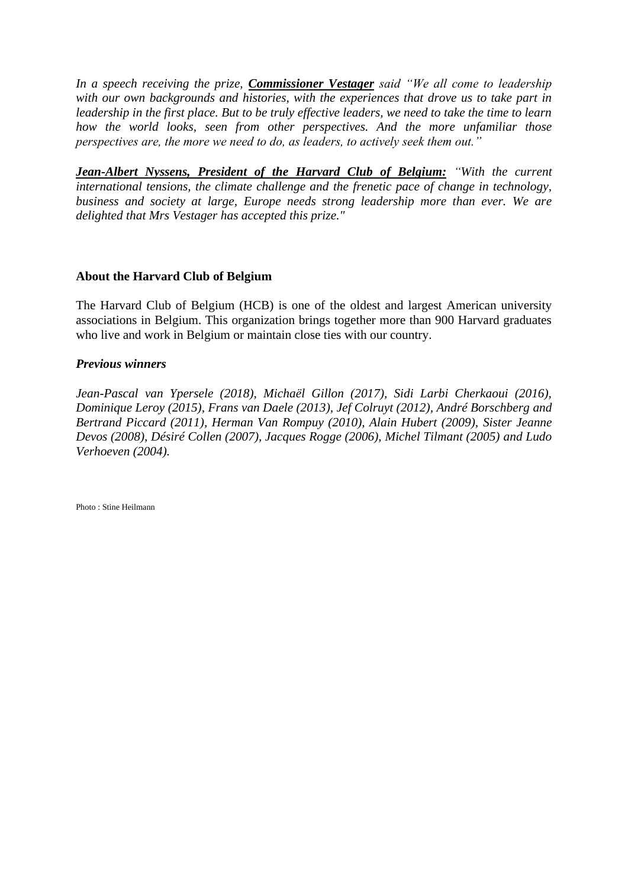*In a speech receiving the prize,* ***Commissioner Vestager*** *said "We all come to leadership with our own backgrounds and histories, with the experiences that drove us to take part in leadership in the first place. But to be truly effective leaders, we need to take the time to learn how the world looks, seen from other perspectives. And the more unfamiliar those perspectives are, the more we need to do, as leaders, to actively seek them out."*

***Jean-Albert Nyssens, President of the Harvard Club of Belgium:*** *"With the current international tensions, the climate challenge and the frenetic pace of change in technology, business and society at large, Europe needs strong leadership more than ever. We are delighted that Mrs Vestager has accepted this prize."*

**About the Harvard Club of Belgium**

The Harvard Club of Belgium (HCB) is one of the oldest and largest American university associations in Belgium. This organization brings together more than 900 Harvard graduates who live and work in Belgium or maintain close ties with our country.

***Previous winners***

*Jean-Pascal van Ypersele (2018), Michaël Gillon (2017), Sidi Larbi Cherkaoui (2016), Dominique Leroy (2015), Frans van Daele (2013), Jef Colruyt (2012), André Borschberg and Bertrand Piccard (2011), Herman Van Rompuy (2010), Alain Hubert (2009), Sister Jeanne Devos (2008), Désiré Collen (2007), Jacques Rogge (2006), Michel Tilmant (2005) and Ludo Verhoeven (2004).*

Photo : Stine Heilmann